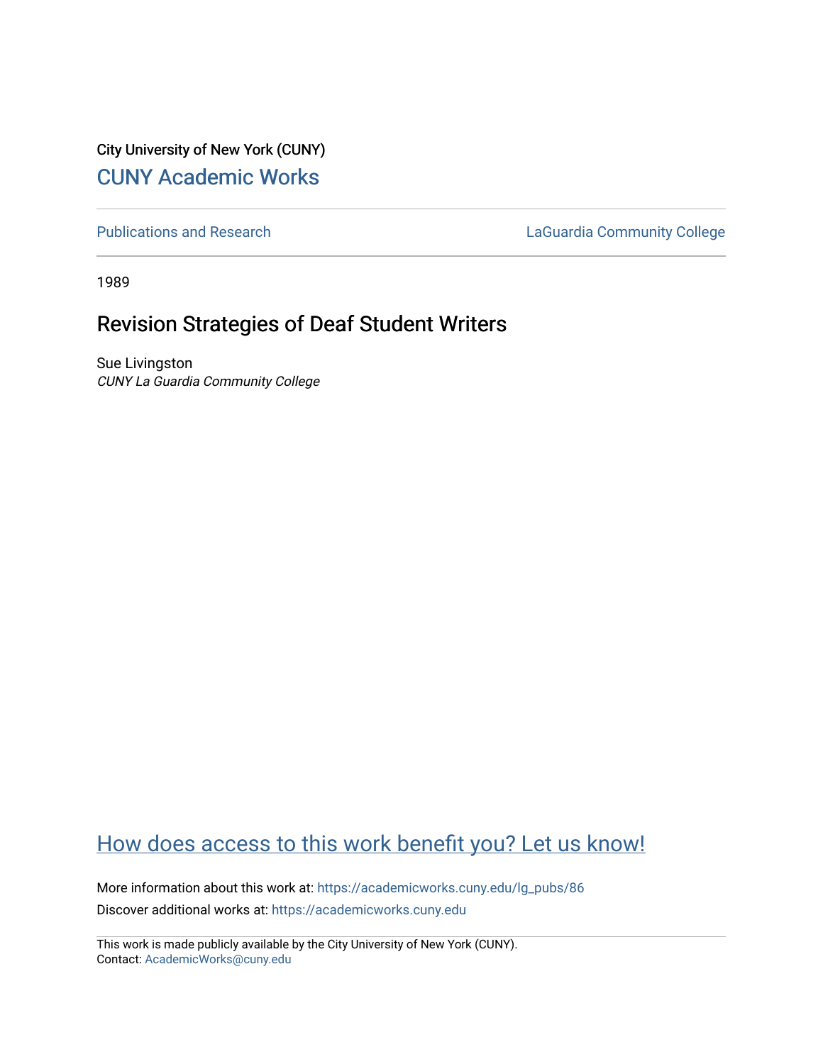City University of New York (CUNY)

CUNY Academic Works

Publications and Research

LaGuardia Community College

1989

# Revision Strategies of Deaf Student Writers

Sue Livingston

*CUNY La Guardia Community College*

How does access to this work benefit you? Let us know!

More information about this work at: https://academicworks.cuny.edu/lg_pubs/86

Discover additional works at: https://academicworks.cuny.edu

This work is made publicly available by the City University of New York (CUNY).
Contact: AcademicWorks@cuny.edu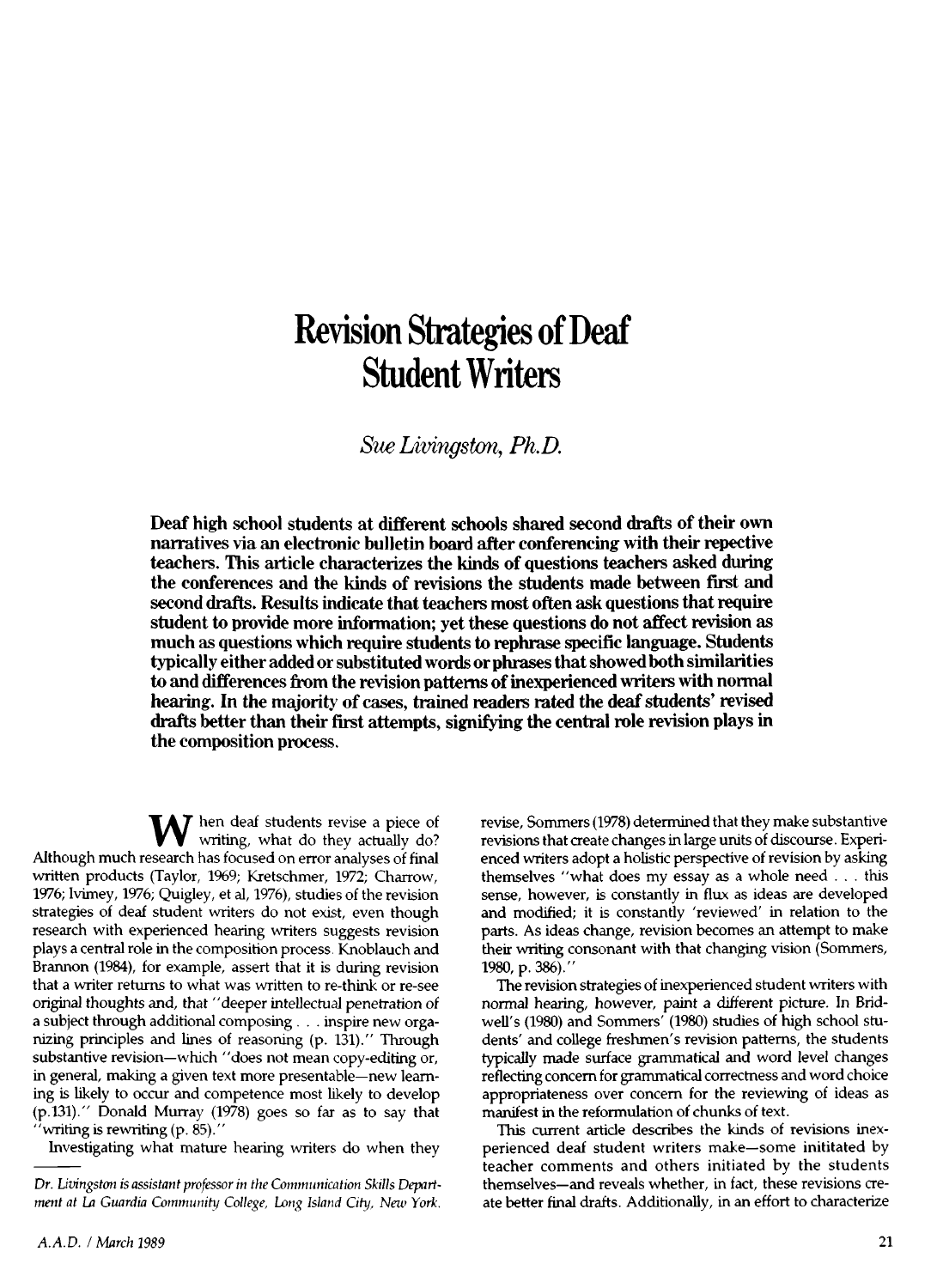// Revision Strategies of Deaf Student Writers

# Revision Strategies of Deaf Student Writers

*Sue Livingston, Ph.D.*

**Deaf high school students at different schools shared second drafts of their own narratives via an electronic bulletin board after conferencing with their repective teachers. This article characterizes the kinds of questions teachers asked during the conferences and the kinds of revisions the students made between first and second drafts. Results indicate that teachers most often ask questions that require student to provide more information; yet these questions do not affect revision as much as questions which require students to rephrase specific language. Students typically either added or substituted words or phrases that showed both similarities to and differences from the revision patterns of inexperienced writers with normal hearing. In the majority of cases, trained readers rated the deaf students' revised drafts better than their first attempts, signifying the central role revision plays in the composition process.**

When deaf students revise a piece of writing, what do they actually do? Although much research has focused on error analyses of final written products (Taylor, 1969; Kretschmer, 1972; Charrow, 1976; Ivimey, 1976; Quigley, et al, 1976), studies of the revision strategies of deaf student writers do not exist, even though research with experienced hearing writers suggests revision plays a central role in the composition process. Knoblauch and Brannon (1984), for example, assert that it is during revision that a writer returns to what was written to re-think or re-see original thoughts and, that "deeper intellectual penetration of a subject through additional composing . . . inspire new organizing principles and lines of reasoning (p. 131)." Through substantive revision—which "does not mean copy-editing or, in general, making a given text more presentable—new learning is likely to occur and competence most likely to develop (p.131)." Donald Murray (1978) goes so far as to say that "writing is rewriting (p. 85)."

Investigating what mature hearing writers do when they revise, Sommers (1978) determined that they make substantive revisions that create changes in large units of discourse. Experienced writers adopt a holistic perspective of revision by asking themselves "what does my essay as a whole need . . . this sense, however, is constantly in flux as ideas are developed and modified; it is constantly 'reviewed' in relation to the parts. As ideas change, revision becomes an attempt to make their writing consonant with that changing vision (Sommers, 1980, p. 386)."

The revision strategies of inexperienced student writers with normal hearing, however, paint a different picture. In Bridwell's (1980) and Sommers' (1980) studies of high school students' and college freshmen's revision patterns, the students typically made surface grammatical and word level changes reflecting concern for grammatical correctness and word choice appropriateness over concern for the reviewing of ideas as manifest in the reformulation of chunks of text.

This current article describes the kinds of revisions inexperienced deaf student writers make—some inititated by teacher comments and others initiated by the students themselves—and reveals whether, in fact, these revisions create better final drafts. Additionally, in an effort to characterize

*Dr. Livingston is assistant professor in the Communication Skills Department at La Guardia Community College, Long Island City, New York.*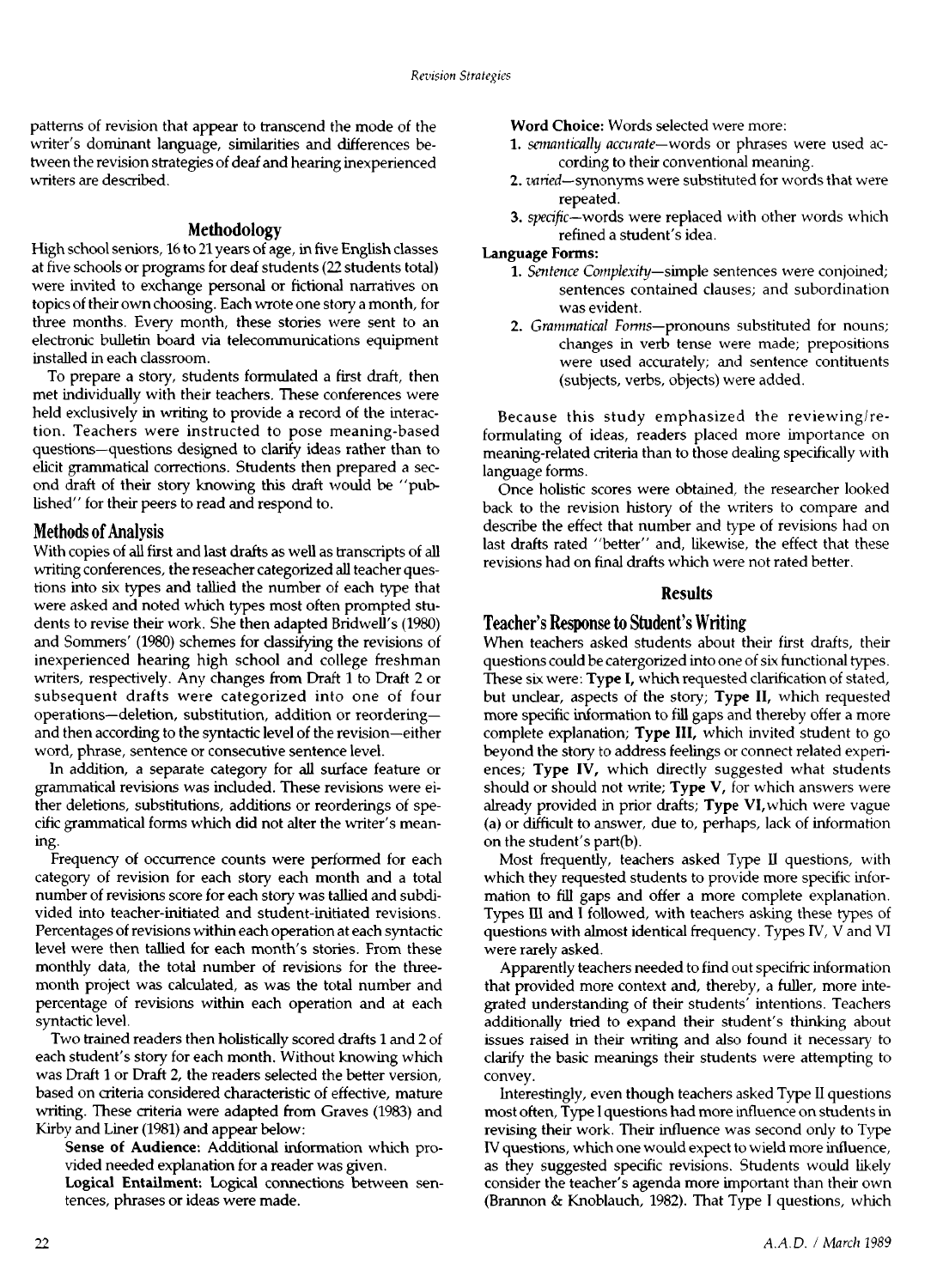patterns of revision that appear to transcend the mode of the writer's dominant language, similarities and differences between the revision strategies of deaf and hearing inexperienced writers are described.

## Methodology

High school seniors, 16 to 21 years of age, in five English classes at five schools or programs for deaf students (22 students total) were invited to exchange personal or fictional narratives on topics of their own choosing. Each wrote one story a month, for three months. Every month, these stories were sent to an electronic bulletin board via telecommunications equipment installed in each classroom.

To prepare a story, students formulated a first draft, then met individually with their teachers. These conferences were held exclusively in writing to provide a record of the interaction. Teachers were instructed to pose meaning-based questions—questions designed to clarify ideas rather than to elicit grammatical corrections. Students then prepared a second draft of their story knowing this draft would be "published" for their peers to read and respond to.

## Methods of Analysis

With copies of all first and last drafts as well as transcripts of all writing conferences, the reseacher categorized all teacher questions into six types and tallied the number of each type that were asked and noted which types most often prompted students to revise their work. She then adapted Bridwell's (1980) and Sommers' (1980) schemes for classifying the revisions of inexperienced hearing high school and college freshman writers, respectively. Any changes from Draft 1 to Draft 2 or subsequent drafts were categorized into one of four operations—deletion, substitution, addition or reordering—and then according to the syntactic level of the revision—either word, phrase, sentence or consecutive sentence level.

In addition, a separate category for all surface feature or grammatical revisions was included. These revisions were either deletions, substitutions, additions or reorderings of specific grammatical forms which did not alter the writer's meaning.

Frequency of occurrence counts were performed for each category of revision for each story each month and a total number of revisions score for each story was tallied and subdivided into teacher-initiated and student-initiated revisions. Percentages of revisions within each operation at each syntactic level were then tallied for each month's stories. From these monthly data, the total number of revisions for the three-month project was calculated, as was the total number and percentage of revisions within each operation and at each syntactic level.

Two trained readers then holistically scored drafts 1 and 2 of each student's story for each month. Without knowing which was Draft 1 or Draft 2, the readers selected the better version, based on criteria considered characteristic of effective, mature writing. These criteria were adapted from Graves (1983) and Kirby and Liner (1981) and appear below:

**Sense of Audience:** Additional information which provided needed explanation for a reader was given.

**Logical Entailment:** Logical connections between sentences, phrases or ideas were made.

**Word Choice:** Words selected were more:

1. *semantically accurate*—words or phrases were used according to their conventional meaning.
2. *varied*—synonyms were substituted for words that were repeated.
3. *specific*—words were replaced with other words which refined a student's idea.

**Language Forms:**

1. *Sentence Complexity*—simple sentences were conjoined; sentences contained clauses; and subordination was evident.
2. *Grammatical Forms*—pronouns substituted for nouns; changes in verb tense were made; prepositions were used accurately; and sentence contituents (subjects, verbs, objects) were added.

Because this study emphasized the reviewing/reformulating of ideas, readers placed more importance on meaning-related criteria than to those dealing specifically with language forms.

Once holistic scores were obtained, the researcher looked back to the revision history of the writers to compare and describe the effect that number and type of revisions had on last drafts rated "better" and, likewise, the effect that these revisions had on final drafts which were not rated better.

## Results

### Teacher's Response to Student's Writing

When teachers asked students about their first drafts, their questions could be catergorized into one of six functional types. These six were: **Type I,** which requested clarification of stated, but unclear, aspects of the story; **Type II,** which requested more specific information to fill gaps and thereby offer a more complete explanation; **Type III,** which invited student to go beyond the story to address feelings or connect related experiences; **Type IV,** which directly suggested what students should or should not write; **Type V,** for which answers were already provided in prior drafts; **Type VI,** which were vague (a) or difficult to answer, due to, perhaps, lack of information on the student's part(b).

Most frequently, teachers asked Type II questions, with which they requested students to provide more specific information to fill gaps and offer a more complete explanation. Types III and I followed, with teachers asking these types of questions with almost identical frequency. Types IV, V and VI were rarely asked.

Apparently teachers needed to find out specifric information that provided more context and, thereby, a fuller, more integrated understanding of their students' intentions. Teachers additionally tried to expand their student's thinking about issues raised in their writing and also found it necessary to clarify the basic meanings their students were attempting to convey.

Interestingly, even though teachers asked Type II questions most often, Type I questions had more influence on students in revising their work. Their influence was second only to Type IV questions, which one would expect to wield more influence, as they suggested specific revisions. Students would likely consider the teacher's agenda more important than their own (Brannon & Knoblauch, 1982). That Type I questions, which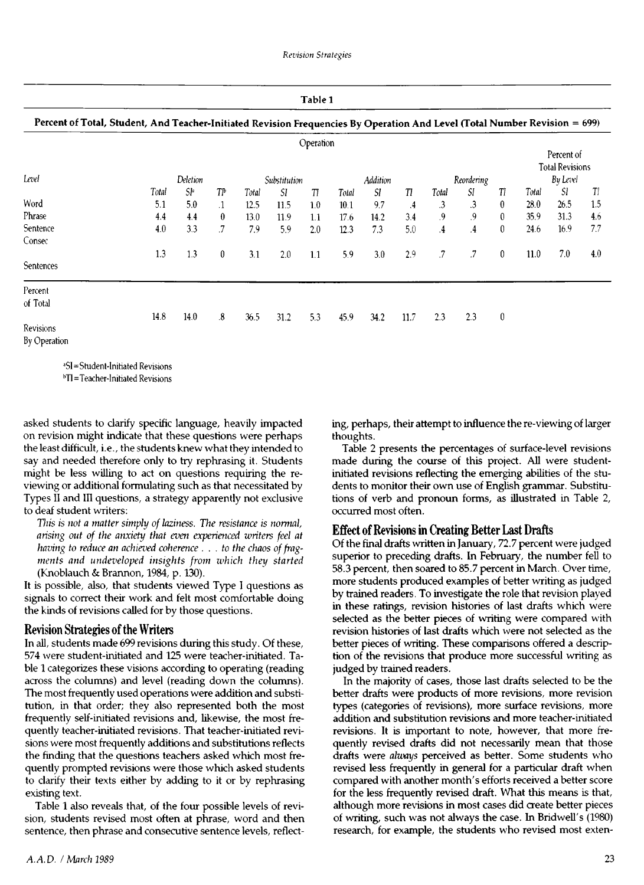**Table 1**

**Percent of Total, Student, And Teacher-Initiated Revision Frequencies By Operation And Level (Total Number Revision = 699)**

| Level | Deletion | | | Substitution | | | Addition | | | Reordering | | | Percent of Total Revisions By Level | | |
|---|---|---|---|---|---|---|---|---|---|---|---|---|---|---|---|
| | Total | SI[a] | TI[b] | Total | SI | TI | Total | SI | TI | Total | SI | TI | Total | SI | TI |
| Word | 5.1 | 5.0 | .1 | 12.5 | 11.5 | 1.0 | 10.1 | 9.7 | .4 | .3 | .3 | 0 | 28.0 | 26.5 | 1.5 |
| Phrase | 4.4 | 4.4 | 0 | 13.0 | 11.9 | 1.1 | 17.6 | 14.2 | 3.4 | .9 | .9 | 0 | 35.9 | 31.3 | 4.6 |
| Sentence | 4.0 | 3.3 | .7 | 7.9 | 5.9 | 2.0 | 12.3 | 7.3 | 5.0 | .4 | .4 | 0 | 24.6 | 16.9 | 7.7 |
| Consec Sentences | 1.3 | 1.3 | 0 | 3.1 | 2.0 | 1.1 | 5.9 | 3.0 | 2.9 | .7 | .7 | 0 | 11.0 | 7.0 | 4.0 |
| Percent of Total Revisions By Operation | 14.8 | 14.0 | .8 | 36.5 | 31.2 | 5.3 | 45.9 | 34.2 | 11.7 | 2.3 | 2.3 | 0 | | | |

[a]SI = Student-Initiated Revisions
[b]TI = Teacher-Initiated Revisions

asked students to clarify specific language, heavily impacted on revision might indicate that these questions were perhaps the least difficult, i.e., the students knew what they intended to say and needed therefore only to try rephrasing it. Students might be less willing to act on questions requiring the re-viewing or additional formulating such as that necessitated by Types II and III questions, a strategy apparently not exclusive to deaf student writers:

> *This is not a matter simply of laziness. The resistance is normal, arising out of the anxiety that even experienced writers feel at having to reduce an achieved coherence . . . to the chaos of fragments and undeveloped insights from which they started* (Knoblauch & Brannon, 1984, p. 130).

It is possible, also, that students viewed Type I questions as signals to correct their work and felt most comfortable doing the kinds of revisions called for by those questions.

## Revision Strategies of the Writers

In all, students made 699 revisions during this study. Of these, 574 were student-initiated and 125 were teacher-initiated. Table 1 categorizes these visions according to operating (reading across the columns) and level (reading down the columns). The most frequently used operations were addition and substitution, in that order; they also represented both the most frequently self-initiated revisions and, likewise, the most frequently teacher-initiated revisions. That teacher-initiated revisions were most frequently additions and substitutions reflects the finding that the questions teachers asked which most frequently prompted revisions were those which asked students to clarify their texts either by adding to it or by rephrasing existing text.

Table 1 also reveals that, of the four possible levels of revision, students revised most often at phrase, word and then sentence, then phrase and consecutive sentence levels, reflecting, perhaps, their attempt to influence the re-viewing of larger thoughts.

Table 2 presents the percentages of surface-level revisions made during the course of this project. All were student-initiated revisions reflecting the emerging abilities of the students to monitor their own use of English grammar. Substitutions of verb and pronoun forms, as illustrated in Table 2, occurred most often.

## Effect of Revisions in Creating Better Last Drafts

Of the final drafts written in January, 72.7 percent were judged superior to preceding drafts. In February, the number fell to 58.3 percent, then soared to 85.7 percent in March. Over time, more students produced examples of better writing as judged by trained readers. To investigate the role that revision played in these ratings, revision histories of last drafts which were selected as the better pieces of writing were compared with revision histories of last drafts which were not selected as the better pieces of writing. These comparisons offered a description of the revisions that produce more successful writing as judged by trained readers.

In the majority of cases, those last drafts selected to be the better drafts were products of more revisions, more revision types (categories of revisions), more surface revisions, more addition and substitution revisions and more teacher-initiated revisions. It is important to note, however, that more frequently revised drafts did not necessarily mean that those drafts were *always* perceived as better. Some students who revised less frequently in general for a particular draft when compared with another month's efforts received a better score for the less frequently revised draft. What this means is that, although more revisions in most cases did create better pieces of writing, such was not always the case. In Bridwell's (1980) research, for example, the students who revised most exten-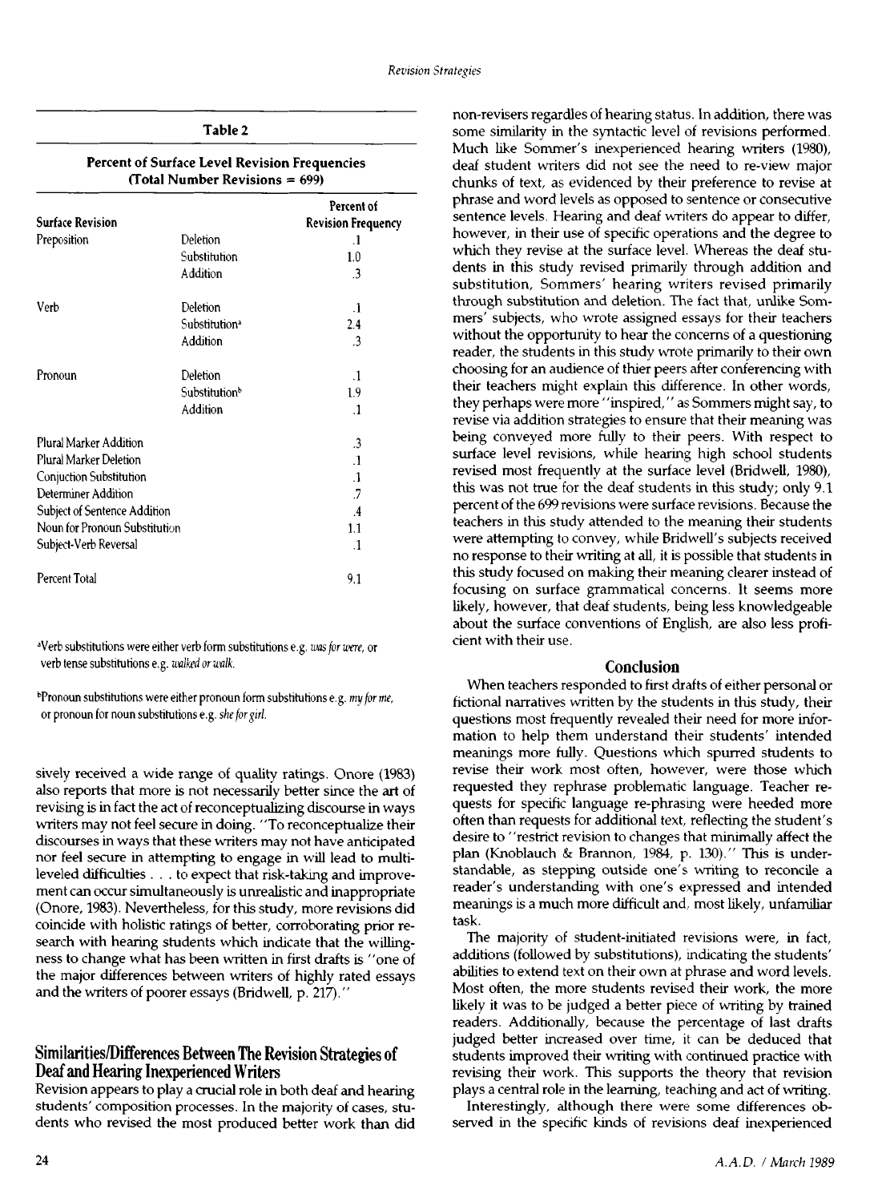**Table 2**

**Percent of Surface Level Revision Frequencies (Total Number Revisions = 699)**

| Surface Revision | | Percent of Revision Frequency |
|---|---|---|
| Preposition | Deletion | .1 |
| | Substitution | 1.0 |
| | Addition | .3 |
| Verb | Deletion | .1 |
| | Substitution[a] | 2.4 |
| | Addition | .3 |
| Pronoun | Deletion | .1 |
| | Substitution[b] | 1.9 |
| | Addition | .1 |
| Plural Marker Addition | | .3 |
| Plural Marker Deletion | | .1 |
| Conjuction Substitution | | .1 |
| Determiner Addition | | .7 |
| Subject of Sentence Addition | | .4 |
| Noun for Pronoun Substitution | | 1.1 |
| Subject-Verb Reversal | | .1 |
| Percent Total | | 9.1 |

[a]Verb substitutions were either verb form substitutions e.g. *was for were*, or verb tense substitutions e.g. *walked or walk*.

[b]Pronoun substitutions were either pronoun form substitutions e.g. *my for me*, or pronoun for noun substitutions e.g. *she for girl*.

sively received a wide range of quality ratings. Onore (1983) also reports that more is not necessarily better since the art of revising is in fact the act of reconceptualizing discourse in ways writers may not feel secure in doing. "To reconceptualize their discourses in ways that these writers may not have anticipated nor feel secure in attempting to engage in will lead to multi-leveled difficulties . . . to expect that risk-taking and improvement can occur simultaneously is unrealistic and inappropriate (Onore, 1983). Nevertheless, for this study, more revisions did coincide with holistic ratings of better, corroborating prior research with hearing students which indicate that the willingness to change what has been written in first drafts is "one of the major differences between writers of highly rated essays and the writers of poorer essays (Bridwell, p. 217)."

## Similarities/Differences Between The Revision Strategies of Deaf and Hearing Inexperienced Writers

Revision appears to play a crucial role in both deaf and hearing students' composition processes. In the majority of cases, students who revised the most produced better work than did non-revisers regardles of hearing status. In addition, there was some similarity in the syntactic level of revisions performed. Much like Sommer's inexperienced hearing writers (1980), deaf student writers did not see the need to re-view major chunks of text, as evidenced by their preference to revise at phrase and word levels as opposed to sentence or consecutive sentence levels. Hearing and deaf writers do appear to differ, however, in their use of specific operations and the degree to which they revise at the surface level. Whereas the deaf students in this study revised primarily through addition and substitution, Sommers' hearing writers revised primarily through substitution and deletion. The fact that, unlike Sommers' subjects, who wrote assigned essays for their teachers without the opportunity to hear the concerns of a questioning reader, the students in this study wrote primarily to their own choosing for an audience of thier peers after conferencing with their teachers might explain this difference. In other words, they perhaps were more "inspired," as Sommers might say, to revise via addition strategies to ensure that their meaning was being conveyed more fully to their peers. With respect to surface level revisions, while hearing high school students revised most frequently at the surface level (Bridwell, 1980), this was not true for the deaf students in this study; only 9.1 percent of the 699 revisions were surface revisions. Because the teachers in this study attended to the meaning their students were attempting to convey, while Bridwell's subjects received no response to their writing at all, it is possible that students in this study focused on making their meaning clearer instead of focusing on surface grammatical concerns. It seems more likely, however, that deaf students, being less knowledgeable about the surface conventions of English, are also less proficient with their use.

## Conclusion

When teachers responded to first drafts of either personal or fictional narratives written by the students in this study, their questions most frequently revealed their need for more information to help them understand their students' intended meanings more fully. Questions which spurred students to revise their work most often, however, were those which requested they rephrase problematic language. Teacher requests for specific language re-phrasing were heeded more often than requests for additional text, reflecting the student's desire to "restrict revision to changes that minimally affect the plan (Knoblauch & Brannon, 1984, p. 130)." This is understandable, as stepping outside one's writing to reconcile a reader's understanding with one's expressed and intended meanings is a much more difficult and, most likely, unfamiliar task.

The majority of student-initiated revisions were, in fact, additions (followed by substitutions), indicating the students' abilities to extend text on their own at phrase and word levels. Most often, the more students revised their work, the more likely it was to be judged a better piece of writing by trained readers. Additionally, because the percentage of last drafts judged better increased over time, it can be deduced that students improved their writing with continued practice with revising their work. This supports the theory that revision plays a central role in the learning, teaching and act of writing.

Interestingly, although there were some differences observed in the specific kinds of revisions deaf inexperienced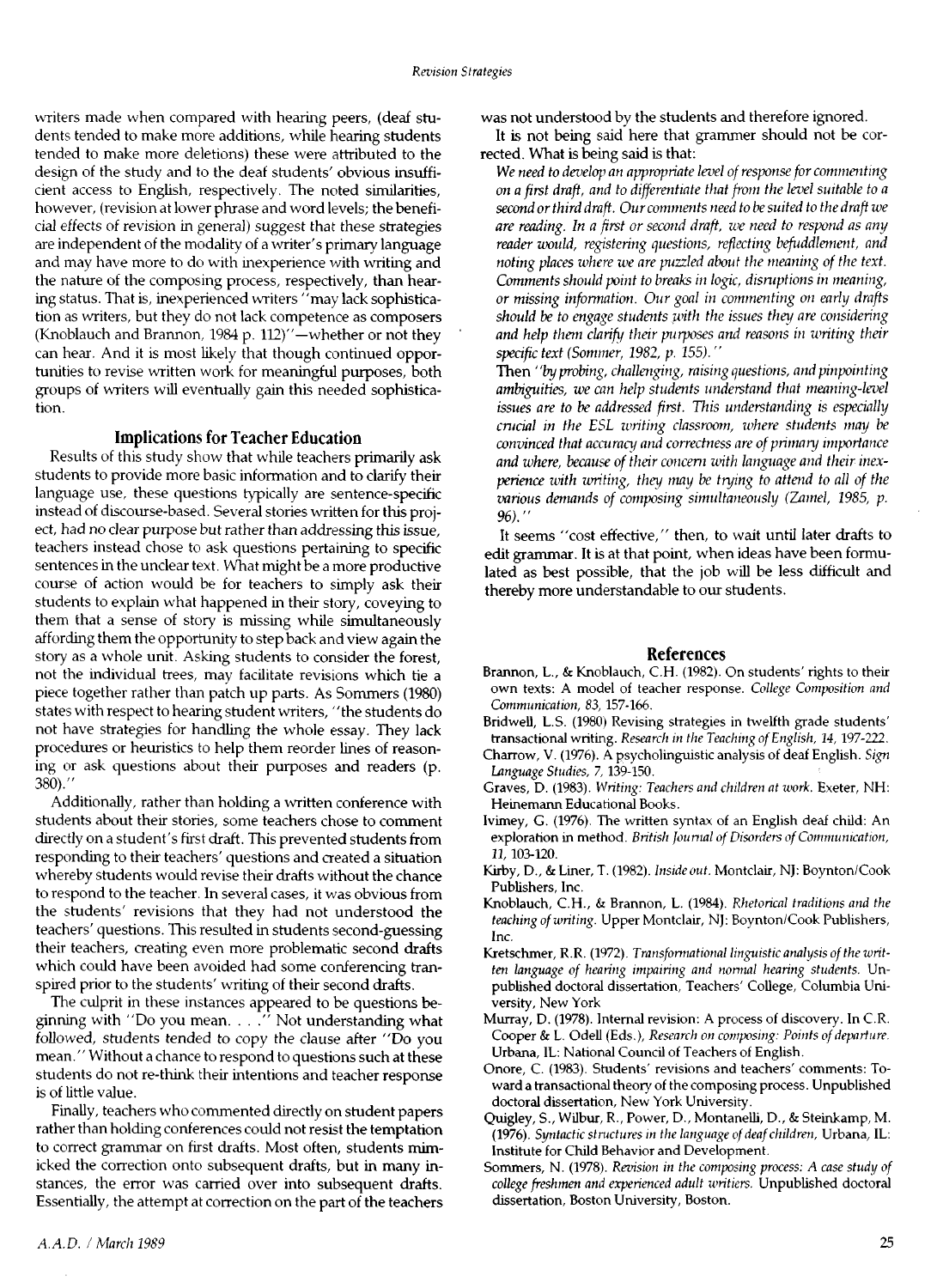writers made when compared with hearing peers, (deaf students tended to make more additions, while hearing students tended to make more deletions) these were attributed to the design of the study and to the deaf students' obvious insufficient access to English, respectively. The noted similarities, however, (revision at lower phrase and word levels; the beneficial effects of revision in general) suggest that these strategies are independent of the modality of a writer's primary language and may have more to do with inexperience with writing and the nature of the composing process, respectively, than hearing status. That is, inexperienced writers "may lack sophistication as writers, but they do not lack competence as composers (Knoblauch and Brannon, 1984 p. 112)"—whether or not they can hear. And it is most likely that though continued opportunities to revise written work for meaningful purposes, both groups of writers will eventually gain this needed sophistication.

## Implications for Teacher Education

Results of this study show that while teachers primarily ask students to provide more basic information and to clarify their language use, these questions typically are sentence-specific instead of discourse-based. Several stories written for this project, had no clear purpose but rather than addressing this issue, teachers instead chose to ask questions pertaining to specific sentences in the unclear text. What might be a more productive course of action would be for teachers to simply ask their students to explain what happened in their story, coveying to them that a sense of story is missing while simultaneously affording them the opportunity to step back and view again the story as a whole unit. Asking students to consider the forest, not the individual trees, may facilitate revisions which tie a piece together rather than patch up parts. As Sommers (1980) states with respect to hearing student writers, "the students do not have strategies for handling the whole essay. They lack procedures or heuristics to help them reorder lines of reasoning or ask questions about their purposes and readers (p. 380)."

Additionally, rather than holding a written conference with students about their stories, some teachers chose to comment directly on a student's first draft. This prevented students from responding to their teachers' questions and created a situation whereby students would revise their drafts without the chance to respond to the teacher. In several cases, it was obvious from the students' revisions that they had not understood the teachers' questions. This resulted in students second-guessing their teachers, creating even more problematic second drafts which could have been avoided had some conferencing transpired prior to the students' writing of their second drafts.

The culprit in these instances appeared to be questions beginning with "Do you mean. . . ." Not understanding what followed, students tended to copy the clause after "Do you mean." Without a chance to respond to questions such at these students do not re-think their intentions and teacher response is of little value.

Finally, teachers who commented directly on student papers rather than holding conferences could not resist the temptation to correct grammar on first drafts. Most often, students mimicked the correction onto subsequent drafts, but in many instances, the error was carried over into subsequent drafts. Essentially, the attempt at correction on the part of the teachers was not understood by the students and therefore ignored.

It is not being said here that grammer should not be corrected. What is being said is that:

*We need to develop an appropriate level of response for commenting on a first draft, and to differentiate that from the level suitable to a second or third draft. Our comments need to be suited to the draft we are reading. In a first or second draft, we need to respond as any reader would, registering questions, reflecting befuddlement, and noting places where we are puzzled about the meaning of the text. Comments should point to breaks in logic, disruptions in meaning, or missing information. Our goal in commenting on early drafts should be to engage students with the issues they are considering and help them clarify their purposes and reasons in writing their specific text (Sommer, 1982, p. 155)."*

Then *"by probing, challenging, raising questions, and pinpointing ambiguities, we can help students understand that meaning-level issues are to be addressed first. This understanding is especially crucial in the ESL writing classroom, where students may be convinced that accuracy and correctness are of primary importance and where, because of their concern with language and their inexperience with writing, they may be trying to attend to all of the various demands of composing simultaneously (Zamel, 1985, p. 96)."*

It seems "cost effective," then, to wait until later drafts to edit grammar. It is at that point, when ideas have been formulated as best possible, that the job will be less difficult and thereby more understandable to our students.

## References

Brannon, L., & Knoblauch, C.H. (1982). On students' rights to their own texts: A model of teacher response. *College Composition and Communication, 83,* 157-166.

Bridwell, L.S. (1980) Revising strategies in twelfth grade students' transactional writing. *Research in the Teaching of English, 14,* 197-222.

Charrow, V. (1976). A psycholinguistic analysis of deaf English. *Sign Language Studies, 7,* 139-150.

Graves, D. (1983). *Writing: Teachers and children at work.* Exeter, NH: Heinemann Educational Books.

Ivimey, G. (1976). The written syntax of an English deaf child: An exploration in method. *British Journal of Disorders of Communication, 11,* 103-120.

Kirby, D., & Liner, T. (1982). *Inside out.* Montclair, NJ: Boynton/Cook Publishers, Inc.

Knoblauch, C.H., & Brannon, L. (1984). *Rhetorical traditions and the teaching of writing.* Upper Montclair, NJ: Boynton/Cook Publishers, Inc.

Kretschmer, R.R. (1972). *Transformational linguistic analysis of the written language of hearing impairing and normal hearing students.* Unpublished doctoral dissertation, Teachers' College, Columbia University, New York

Murray, D. (1978). Internal revision: A process of discovery. In C.R. Cooper & L. Odell (Eds.), *Research on composing: Points of departure.* Urbana, IL: National Council of Teachers of English.

Onore, C. (1983). Students' revisions and teachers' comments: Toward a transactional theory of the composing process. Unpublished doctoral dissertation, New York University.

Quigley, S., Wilbur, R., Power, D., Montanelli, D., & Steinkamp, M. (1976). *Syntactic structures in the language of deaf children,* Urbana, IL: Institute for Child Behavior and Development.

Sommers, N. (1978). *Revision in the composing process: A case study of college freshmen and experienced adult writers.* Unpublished doctoral dissertation, Boston University, Boston.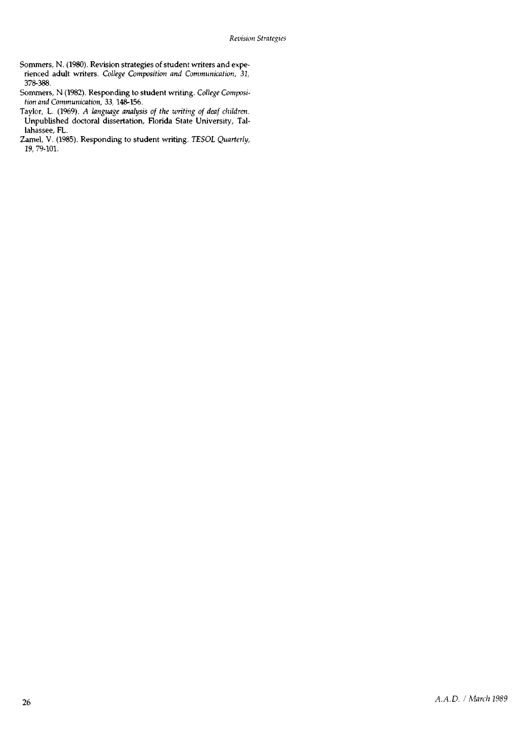Sommers, N. (1980). Revision strategies of student writers and experienced adult writers. *College Composition and Communication, 31,* 378-388.

Sommers, N (1982). Responding to student writing. *College Composition and Communication, 33,* 148-156.

Taylor, L. (1969). *A language analysis of the writing of deaf children.* Unpublished doctoral dissertation, Florida State University, Tallahassee, FL.

Zamel, V. (1985). Responding to student writing. *TESOL Quarterly, 19,* 79-101.